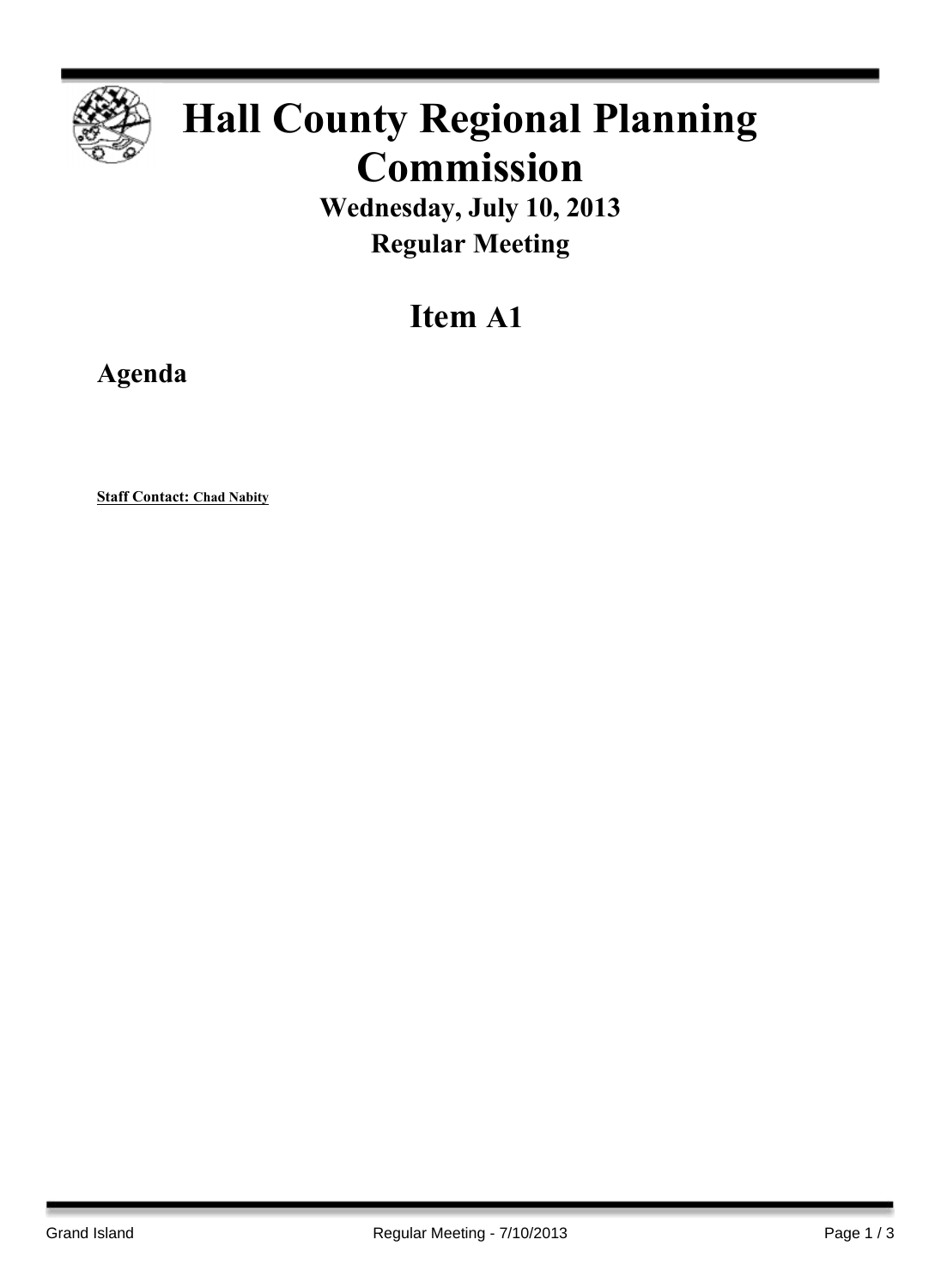# Hall County Regional Planning Commission

## Wednesday, July 10, 2013

## Regular Meeting

# Item A1

## Agenda

**Staff Contact: Chad Nabity**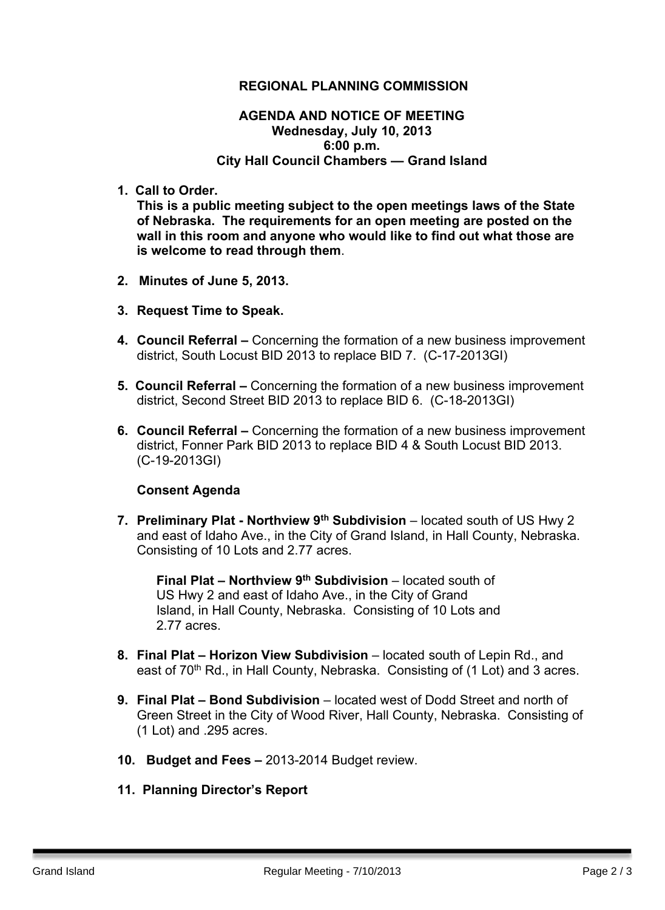**REGIONAL PLANNING COMMISSION**

**AGENDA AND NOTICE OF MEETING**
**Wednesday, July 10, 2013**
**6:00 p.m.**
**City Hall Council Chambers — Grand Island**

1. **Call to Order.**
   **This is a public meeting subject to the open meetings laws of the State of Nebraska. The requirements for an open meeting are posted on the wall in this room and anyone who would like to find out what those are is welcome to read through them**.

2. **Minutes of June 5, 2013.**

3. **Request Time to Speak.**

4. **Council Referral –** Concerning the formation of a new business improvement district, South Locust BID 2013 to replace BID 7. (C-17-2013GI)

5. **Council Referral –** Concerning the formation of a new business improvement district, Second Street BID 2013 to replace BID 6. (C-18-2013GI)

6. **Council Referral –** Concerning the formation of a new business improvement district, Fonner Park BID 2013 to replace BID 4 & South Locust BID 2013. (C-19-2013GI)

   **Consent Agenda**

7. **Preliminary Plat - Northview 9th Subdivision** – located south of US Hwy 2 and east of Idaho Ave., in the City of Grand Island, in Hall County, Nebraska. Consisting of 10 Lots and 2.77 acres.

   **Final Plat – Northview 9th Subdivision** – located south of US Hwy 2 and east of Idaho Ave., in the City of Grand Island, in Hall County, Nebraska. Consisting of 10 Lots and 2.77 acres.

8. **Final Plat – Horizon View Subdivision** – located south of Lepin Rd., and east of 70th Rd., in Hall County, Nebraska. Consisting of (1 Lot) and 3 acres.

9. **Final Plat – Bond Subdivision** – located west of Dodd Street and north of Green Street in the City of Wood River, Hall County, Nebraska. Consisting of (1 Lot) and .295 acres.

10. **Budget and Fees –** 2013-2014 Budget review.

11. **Planning Director's Report**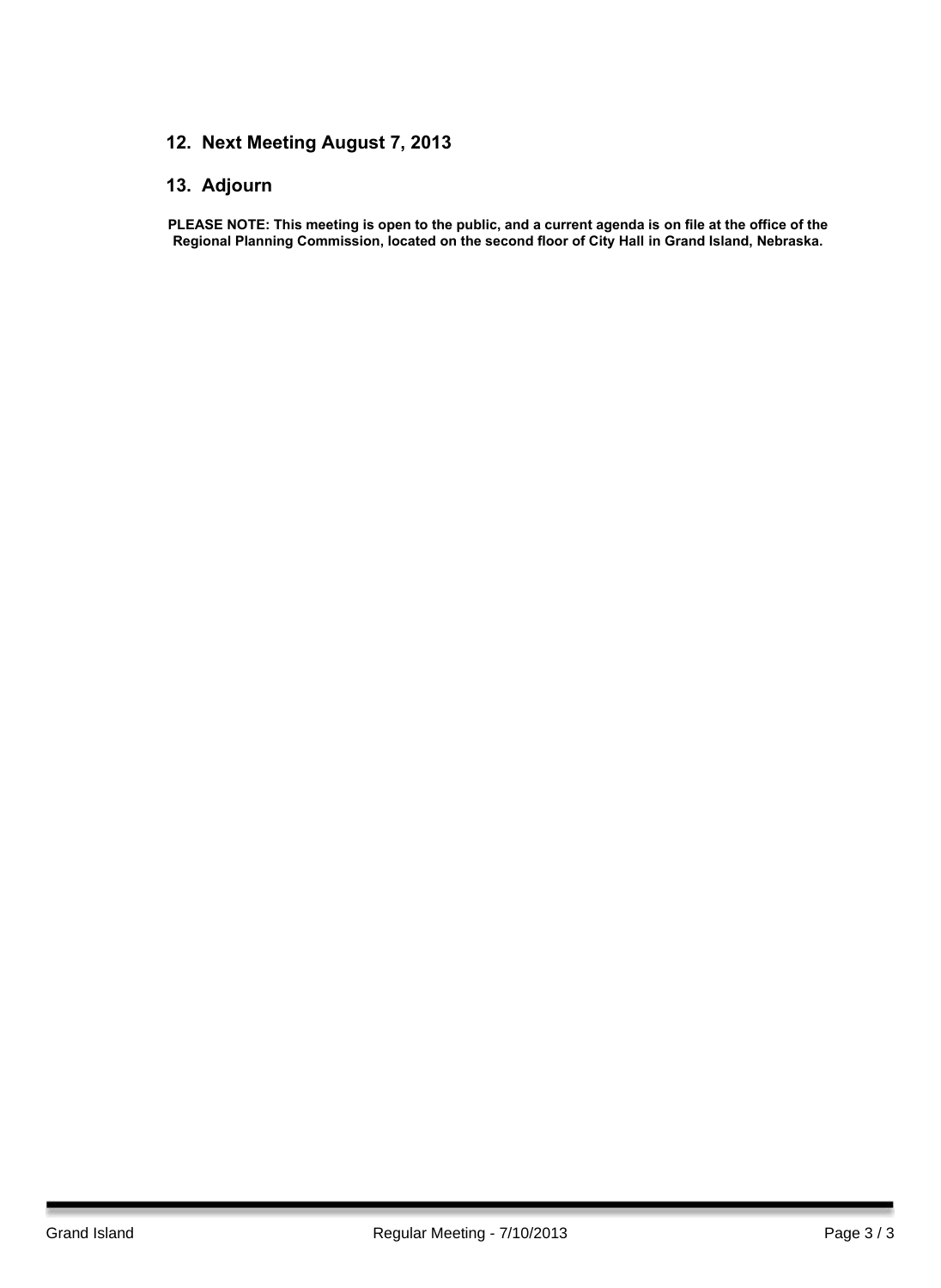## 12. Next Meeting August 7, 2013

## 13. Adjourn

**PLEASE NOTE: This meeting is open to the public, and a current agenda is on file at the office of the Regional Planning Commission, located on the second floor of City Hall in Grand Island, Nebraska.**